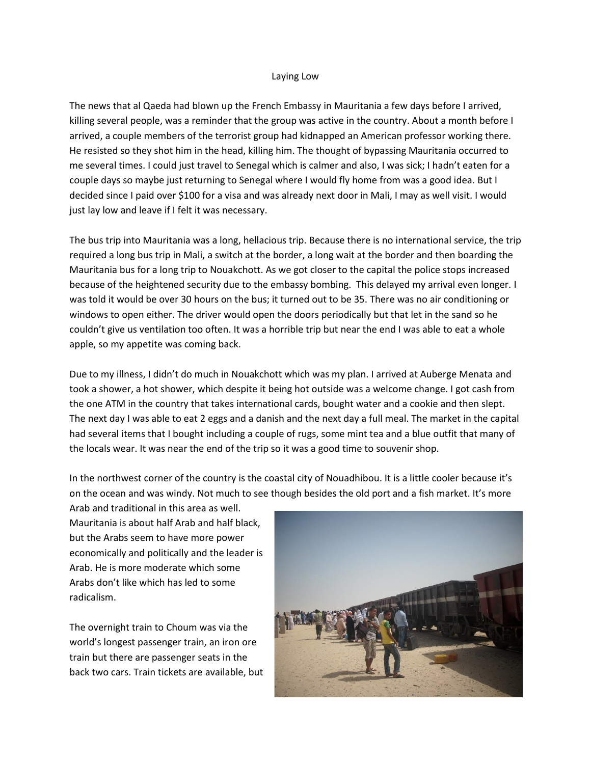# Laying Low

The news that al Qaeda had blown up the French Embassy in Mauritania a few days before I arrived, killing several people, was a reminder that the group was active in the country. About a month before I arrived, a couple members of the terrorist group had kidnapped an American professor working there. He resisted so they shot him in the head, killing him. The thought of bypassing Mauritania occurred to me several times. I could just travel to Senegal which is calmer and also, I was sick; I hadn't eaten for a couple days so maybe just returning to Senegal where I would fly home from was a good idea. But I decided since I paid over $100 for a visa and was already next door in Mali, I may as well visit. I would just lay low and leave if I felt it was necessary.

The bus trip into Mauritania was a long, hellacious trip. Because there is no international service, the trip required a long bus trip in Mali, a switch at the border, a long wait at the border and then boarding the Mauritania bus for a long trip to Nouakchott. As we got closer to the capital the police stops increased because of the heightened security due to the embassy bombing. This delayed my arrival even longer. I was told it would be over 30 hours on the bus; it turned out to be 35. There was no air conditioning or windows to open either. The driver would open the doors periodically but that let in the sand so he couldn't give us ventilation too often. It was a horrible trip but near the end I was able to eat a whole apple, so my appetite was coming back.

Due to my illness, I didn't do much in Nouakchott which was my plan. I arrived at Auberge Menata and took a shower, a hot shower, which despite it being hot outside was a welcome change. I got cash from the one ATM in the country that takes international cards, bought water and a cookie and then slept. The next day I was able to eat 2 eggs and a danish and the next day a full meal. The market in the capital had several items that I bought including a couple of rugs, some mint tea and a blue outfit that many of the locals wear. It was near the end of the trip so it was a good time to souvenir shop.

In the northwest corner of the country is the coastal city of Nouadhibou. It is a little cooler because it's on the ocean and was windy. Not much to see though besides the old port and a fish market. It's more Arab and traditional in this area as well. Mauritania is about half Arab and half black, but the Arabs seem to have more power economically and politically and the leader is Arab. He is more moderate which some Arabs don't like which has led to some radicalism.

The overnight train to Choum was via the world's longest passenger train, an iron ore train but there are passenger seats in the back two cars. Train tickets are available, but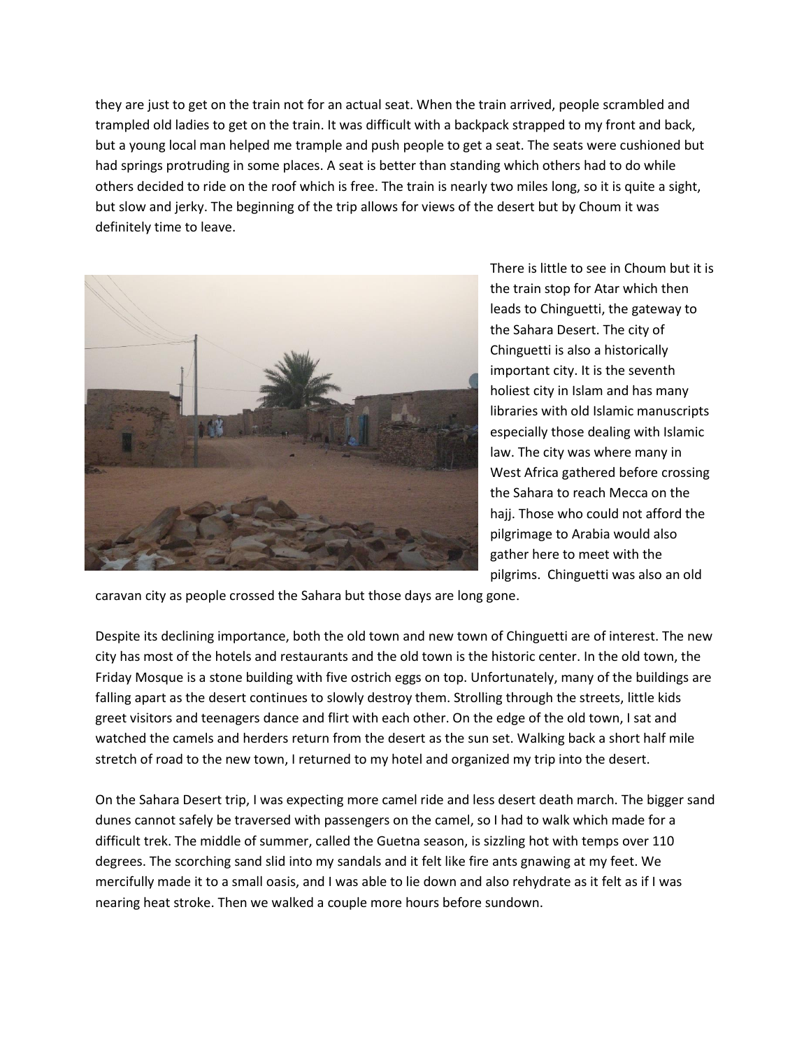they are just to get on the train not for an actual seat. When the train arrived, people scrambled and trampled old ladies to get on the train. It was difficult with a backpack strapped to my front and back, but a young local man helped me trample and push people to get a seat. The seats were cushioned but had springs protruding in some places. A seat is better than standing which others had to do while others decided to ride on the roof which is free. The train is nearly two miles long, so it is quite a sight, but slow and jerky. The beginning of the trip allows for views of the desert but by Choum it was definitely time to leave.

There is little to see in Choum but it is the train stop for Atar which then leads to Chinguetti, the gateway to the Sahara Desert. The city of Chinguetti is also a historically important city. It is the seventh holiest city in Islam and has many libraries with old Islamic manuscripts especially those dealing with Islamic law. The city was where many in West Africa gathered before crossing the Sahara to reach Mecca on the hajj. Those who could not afford the pilgrimage to Arabia would also gather here to meet with the pilgrims. Chinguetti was also an old caravan city as people crossed the Sahara but those days are long gone.

Despite its declining importance, both the old town and new town of Chinguetti are of interest. The new city has most of the hotels and restaurants and the old town is the historic center. In the old town, the Friday Mosque is a stone building with five ostrich eggs on top. Unfortunately, many of the buildings are falling apart as the desert continues to slowly destroy them. Strolling through the streets, little kids greet visitors and teenagers dance and flirt with each other. On the edge of the old town, I sat and watched the camels and herders return from the desert as the sun set. Walking back a short half mile stretch of road to the new town, I returned to my hotel and organized my trip into the desert.

On the Sahara Desert trip, I was expecting more camel ride and less desert death march. The bigger sand dunes cannot safely be traversed with passengers on the camel, so I had to walk which made for a difficult trek. The middle of summer, called the Guetna season, is sizzling hot with temps over 110 degrees. The scorching sand slid into my sandals and it felt like fire ants gnawing at my feet. We mercifully made it to a small oasis, and I was able to lie down and also rehydrate as it felt as if I was nearing heat stroke. Then we walked a couple more hours before sundown.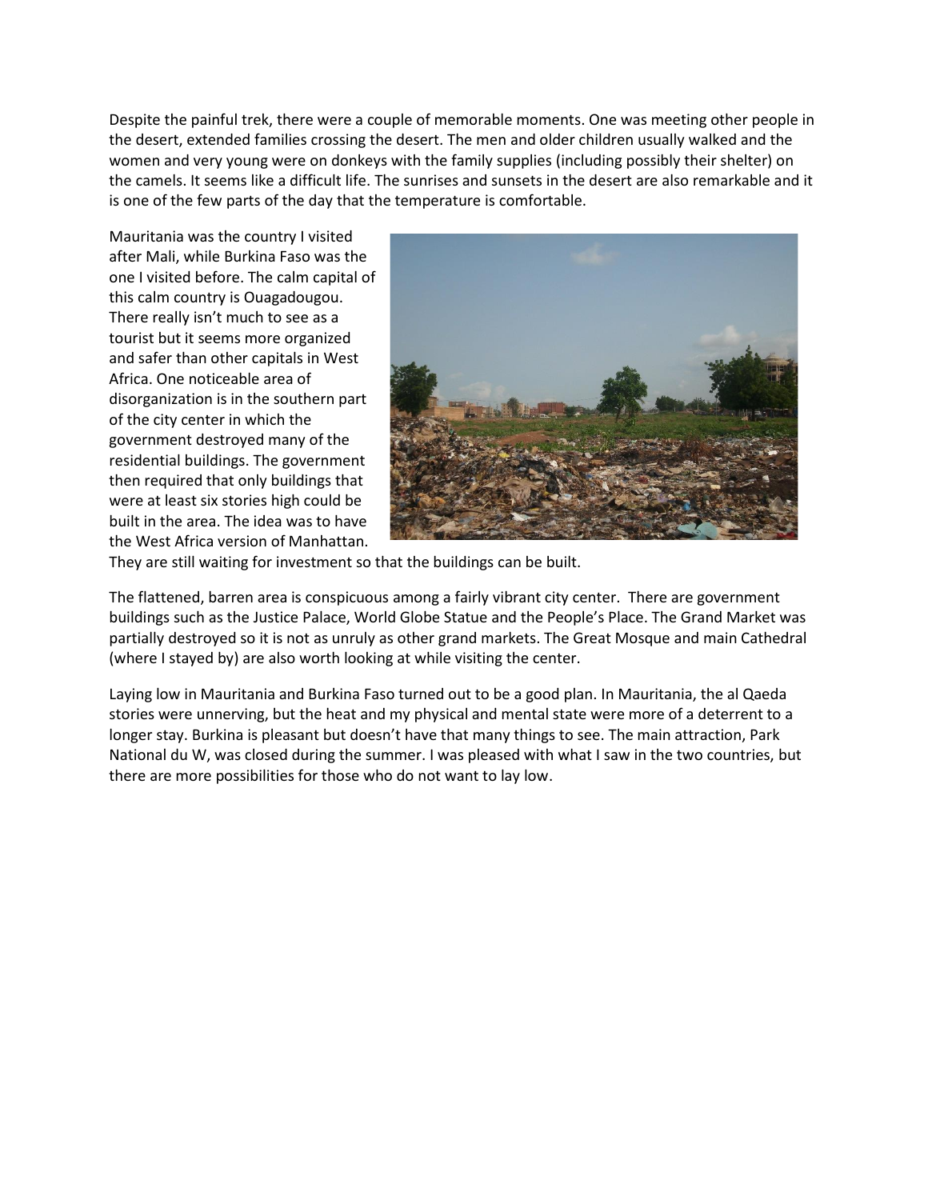Despite the painful trek, there were a couple of memorable moments. One was meeting other people in the desert, extended families crossing the desert. The men and older children usually walked and the women and very young were on donkeys with the family supplies (including possibly their shelter) on the camels. It seems like a difficult life. The sunrises and sunsets in the desert are also remarkable and it is one of the few parts of the day that the temperature is comfortable.

Mauritania was the country I visited after Mali, while Burkina Faso was the one I visited before. The calm capital of this calm country is Ouagadougou. There really isn't much to see as a tourist but it seems more organized and safer than other capitals in West Africa. One noticeable area of disorganization is in the southern part of the city center in which the government destroyed many of the residential buildings. The government then required that only buildings that were at least six stories high could be built in the area. The idea was to have the West Africa version of Manhattan. They are still waiting for investment so that the buildings can be built.

The flattened, barren area is conspicuous among a fairly vibrant city center. There are government buildings such as the Justice Palace, World Globe Statue and the People's Place. The Grand Market was partially destroyed so it is not as unruly as other grand markets. The Great Mosque and main Cathedral (where I stayed by) are also worth looking at while visiting the center.

Laying low in Mauritania and Burkina Faso turned out to be a good plan. In Mauritania, the al Qaeda stories were unnerving, but the heat and my physical and mental state were more of a deterrent to a longer stay. Burkina is pleasant but doesn't have that many things to see. The main attraction, Park National du W, was closed during the summer. I was pleased with what I saw in the two countries, but there are more possibilities for those who do not want to lay low.